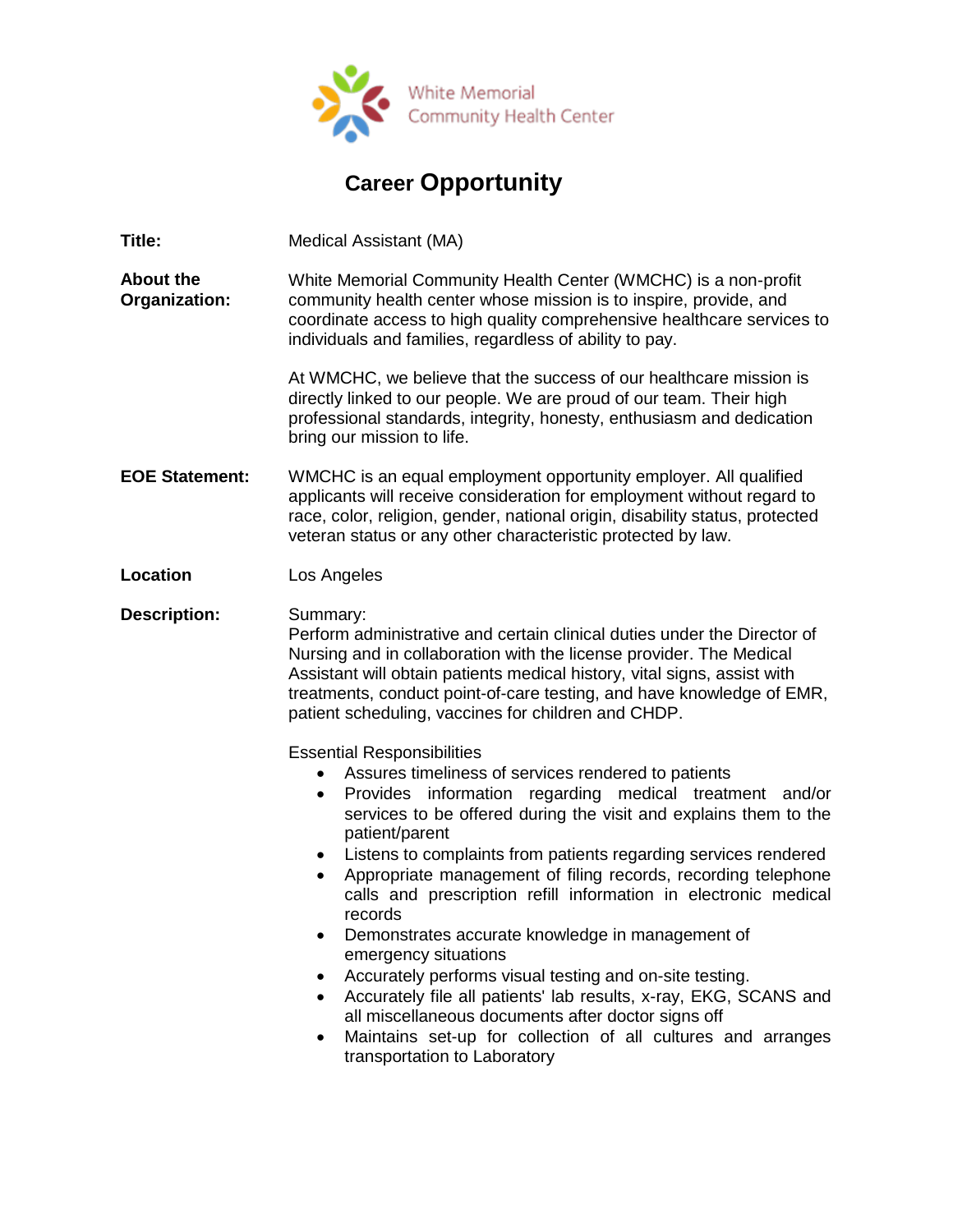White Memorial
Community Health Center

# Career Opportunity

**Title:** Medical Assistant (MA)

**About the Organization:** White Memorial Community Health Center (WMCHC) is a non-profit community health center whose mission is to inspire, provide, and coordinate access to high quality comprehensive healthcare services to individuals and families, regardless of ability to pay.

At WMCHC, we believe that the success of our healthcare mission is directly linked to our people. We are proud of our team. Their high professional standards, integrity, honesty, enthusiasm and dedication bring our mission to life.

**EOE Statement:** WMCHC is an equal employment opportunity employer. All qualified applicants will receive consideration for employment without regard to race, color, religion, gender, national origin, disability status, protected veteran status or any other characteristic protected by law.

**Location** Los Angeles

**Description:** Summary:
Perform administrative and certain clinical duties under the Director of Nursing and in collaboration with the license provider. The Medical Assistant will obtain patients medical history, vital signs, assist with treatments, conduct point-of-care testing, and have knowledge of EMR, patient scheduling, vaccines for children and CHDP.

Essential Responsibilities

- Assures timeliness of services rendered to patients
- Provides information regarding medical treatment and/or services to be offered during the visit and explains them to the patient/parent
- Listens to complaints from patients regarding services rendered
- Appropriate management of filing records, recording telephone calls and prescription refill information in electronic medical records
- Demonstrates accurate knowledge in management of emergency situations
- Accurately performs visual testing and on-site testing.
- Accurately file all patients' lab results, x-ray, EKG, SCANS and all miscellaneous documents after doctor signs off
- Maintains set-up for collection of all cultures and arranges transportation to Laboratory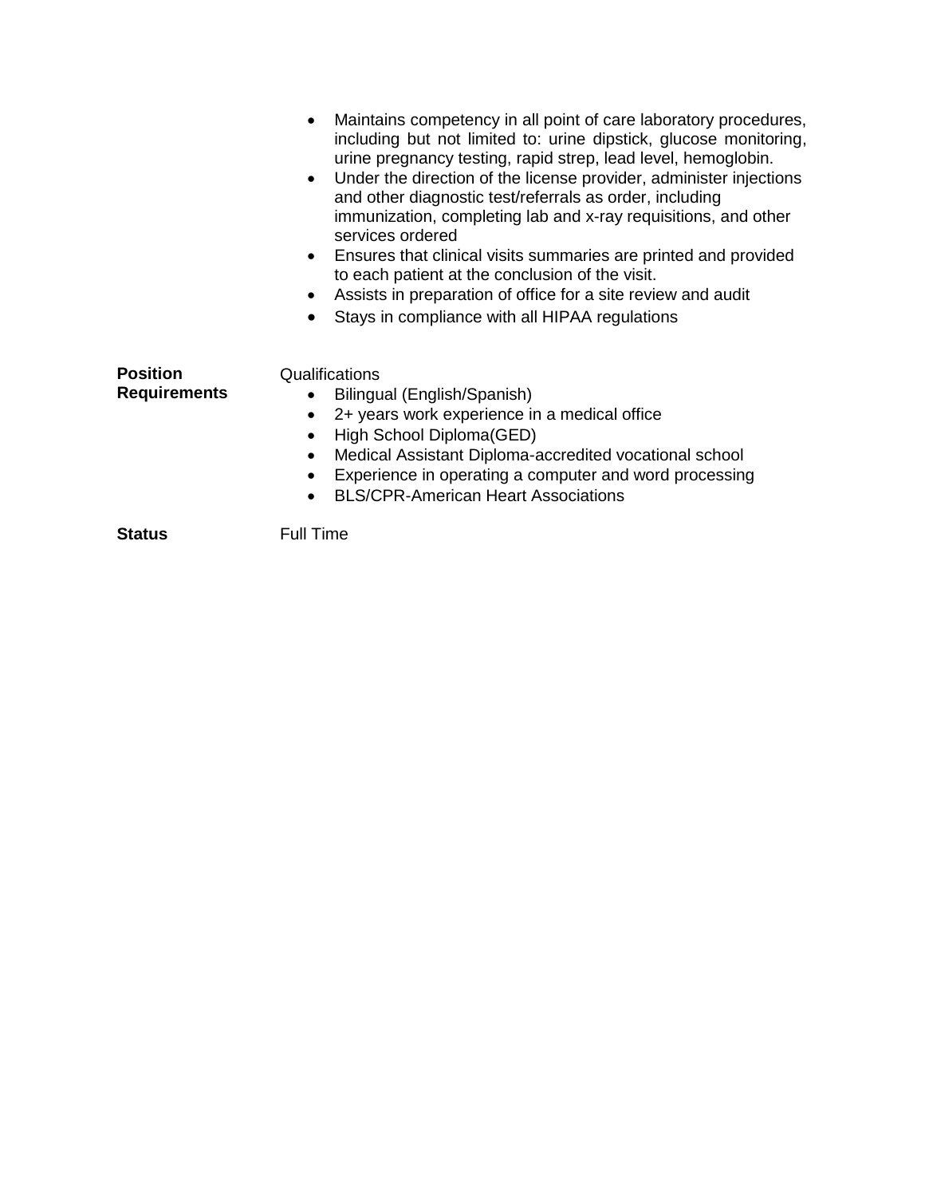- Maintains competency in all point of care laboratory procedures, including but not limited to: urine dipstick, glucose monitoring, urine pregnancy testing, rapid strep, lead level, hemoglobin.
- Under the direction of the license provider, administer injections and other diagnostic test/referrals as order, including immunization, completing lab and x-ray requisitions, and other services ordered
- Ensures that clinical visits summaries are printed and provided to each patient at the conclusion of the visit.
- Assists in preparation of office for a site review and audit
- Stays in compliance with all HIPAA regulations

**Position Requirements**

Qualifications

- Bilingual (English/Spanish)
- 2+ years work experience in a medical office
- High School Diploma(GED)
- Medical Assistant Diploma-accredited vocational school
- Experience in operating a computer and word processing
- BLS/CPR-American Heart Associations

**Status**

Full Time